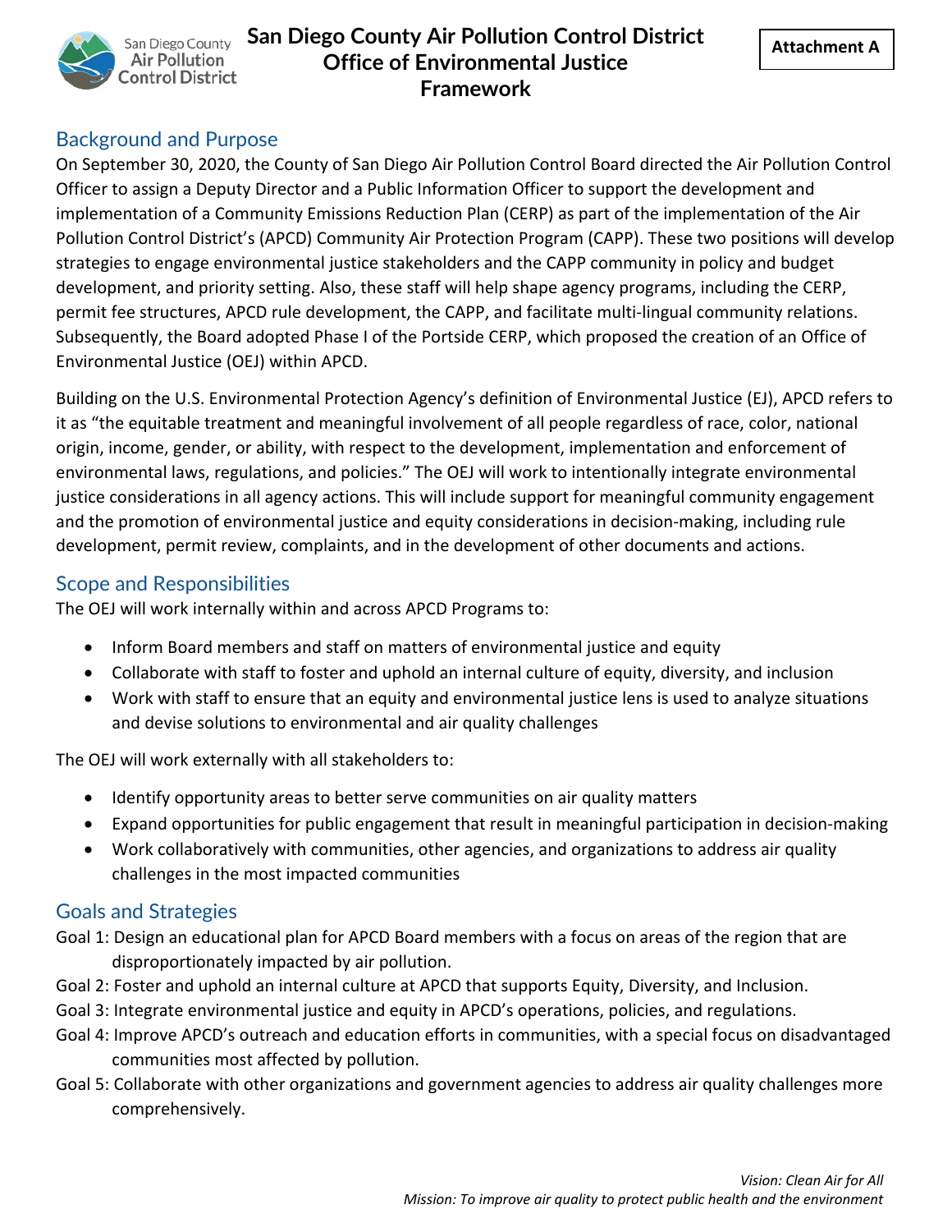Attachment A

# San Diego County Air Pollution Control District Office of Environmental Justice Framework

## Background and Purpose

On September 30, 2020, the County of San Diego Air Pollution Control Board directed the Air Pollution Control Officer to assign a Deputy Director and a Public Information Officer to support the development and implementation of a Community Emissions Reduction Plan (CERP) as part of the implementation of the Air Pollution Control District's (APCD) Community Air Protection Program (CAPP). These two positions will develop strategies to engage environmental justice stakeholders and the CAPP community in policy and budget development, and priority setting. Also, these staff will help shape agency programs, including the CERP, permit fee structures, APCD rule development, the CAPP, and facilitate multi-lingual community relations. Subsequently, the Board adopted Phase I of the Portside CERP, which proposed the creation of an Office of Environmental Justice (OEJ) within APCD.

Building on the U.S. Environmental Protection Agency's definition of Environmental Justice (EJ), APCD refers to it as "the equitable treatment and meaningful involvement of all people regardless of race, color, national origin, income, gender, or ability, with respect to the development, implementation and enforcement of environmental laws, regulations, and policies." The OEJ will work to intentionally integrate environmental justice considerations in all agency actions. This will include support for meaningful community engagement and the promotion of environmental justice and equity considerations in decision-making, including rule development, permit review, complaints, and in the development of other documents and actions.

## Scope and Responsibilities

The OEJ will work internally within and across APCD Programs to:

- Inform Board members and staff on matters of environmental justice and equity
- Collaborate with staff to foster and uphold an internal culture of equity, diversity, and inclusion
- Work with staff to ensure that an equity and environmental justice lens is used to analyze situations and devise solutions to environmental and air quality challenges

The OEJ will work externally with all stakeholders to:

- Identify opportunity areas to better serve communities on air quality matters
- Expand opportunities for public engagement that result in meaningful participation in decision-making
- Work collaboratively with communities, other agencies, and organizations to address air quality challenges in the most impacted communities

## Goals and Strategies

Goal 1: Design an educational plan for APCD Board members with a focus on areas of the region that are disproportionately impacted by air pollution.

Goal 2: Foster and uphold an internal culture at APCD that supports Equity, Diversity, and Inclusion.

Goal 3: Integrate environmental justice and equity in APCD's operations, policies, and regulations.

Goal 4: Improve APCD's outreach and education efforts in communities, with a special focus on disadvantaged communities most affected by pollution.

Goal 5: Collaborate with other organizations and government agencies to address air quality challenges more comprehensively.

*Vision: Clean Air for All*
*Mission: To improve air quality to protect public health and the environment*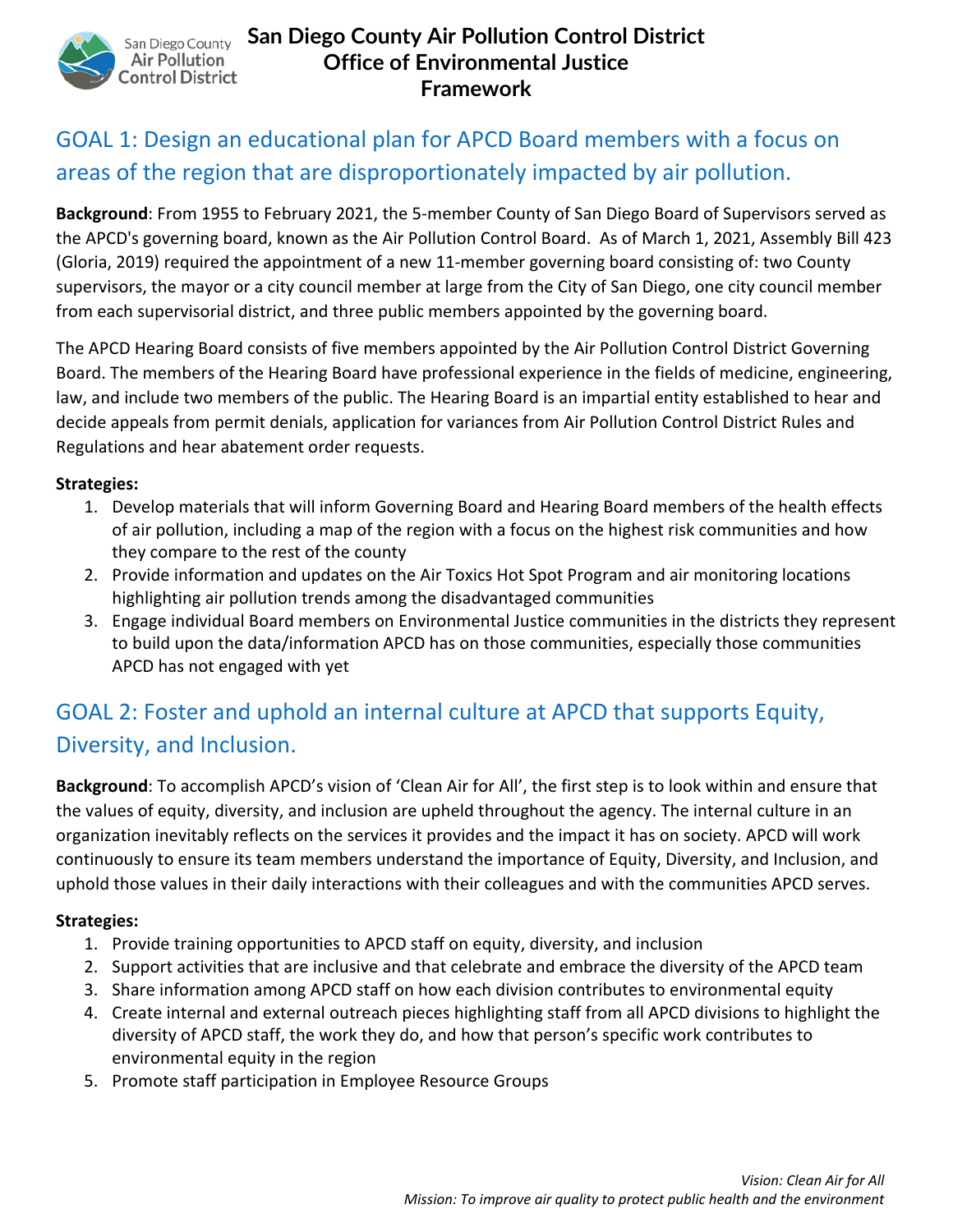# San Diego County Air Pollution Control District Office of Environmental Justice Framework

## GOAL 1: Design an educational plan for APCD Board members with a focus on areas of the region that are disproportionately impacted by air pollution.

**Background**: From 1955 to February 2021, the 5-member County of San Diego Board of Supervisors served as the APCD's governing board, known as the Air Pollution Control Board. As of March 1, 2021, Assembly Bill 423 (Gloria, 2019) required the appointment of a new 11-member governing board consisting of: two County supervisors, the mayor or a city council member at large from the City of San Diego, one city council member from each supervisorial district, and three public members appointed by the governing board.

The APCD Hearing Board consists of five members appointed by the Air Pollution Control District Governing Board. The members of the Hearing Board have professional experience in the fields of medicine, engineering, law, and include two members of the public. The Hearing Board is an impartial entity established to hear and decide appeals from permit denials, application for variances from Air Pollution Control District Rules and Regulations and hear abatement order requests.

**Strategies:**

1. Develop materials that will inform Governing Board and Hearing Board members of the health effects of air pollution, including a map of the region with a focus on the highest risk communities and how they compare to the rest of the county
2. Provide information and updates on the Air Toxics Hot Spot Program and air monitoring locations highlighting air pollution trends among the disadvantaged communities
3. Engage individual Board members on Environmental Justice communities in the districts they represent to build upon the data/information APCD has on those communities, especially those communities APCD has not engaged with yet

## GOAL 2: Foster and uphold an internal culture at APCD that supports Equity, Diversity, and Inclusion.

**Background**: To accomplish APCD's vision of 'Clean Air for All', the first step is to look within and ensure that the values of equity, diversity, and inclusion are upheld throughout the agency. The internal culture in an organization inevitably reflects on the services it provides and the impact it has on society. APCD will work continuously to ensure its team members understand the importance of Equity, Diversity, and Inclusion, and uphold those values in their daily interactions with their colleagues and with the communities APCD serves.

**Strategies:**

1. Provide training opportunities to APCD staff on equity, diversity, and inclusion
2. Support activities that are inclusive and that celebrate and embrace the diversity of the APCD team
3. Share information among APCD staff on how each division contributes to environmental equity
4. Create internal and external outreach pieces highlighting staff from all APCD divisions to highlight the diversity of APCD staff, the work they do, and how that person's specific work contributes to environmental equity in the region
5. Promote staff participation in Employee Resource Groups

*Vision: Clean Air for All*
*Mission: To improve air quality to protect public health and the environment*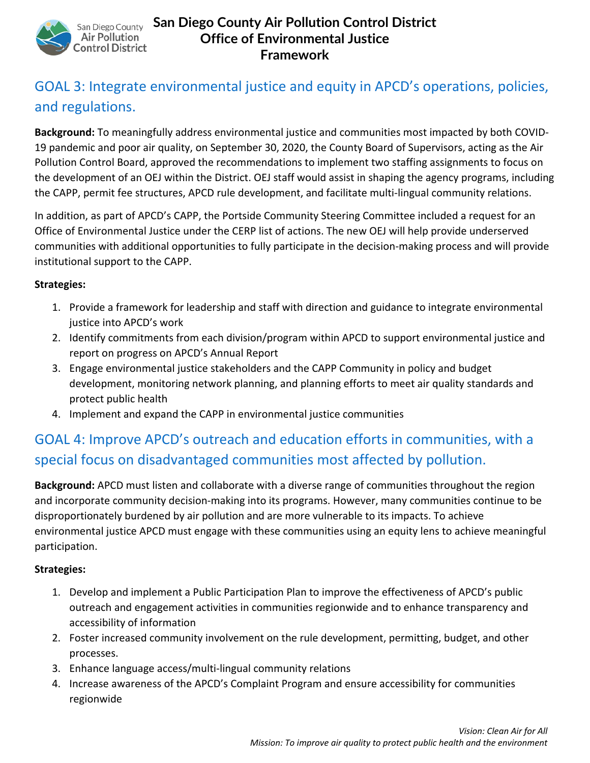## GOAL 3: Integrate environmental justice and equity in APCD's operations, policies, and regulations.

**Background:** To meaningfully address environmental justice and communities most impacted by both COVID-19 pandemic and poor air quality, on September 30, 2020, the County Board of Supervisors, acting as the Air Pollution Control Board, approved the recommendations to implement two staffing assignments to focus on the development of an OEJ within the District. OEJ staff would assist in shaping the agency programs, including the CAPP, permit fee structures, APCD rule development, and facilitate multi-lingual community relations.

In addition, as part of APCD's CAPP, the Portside Community Steering Committee included a request for an Office of Environmental Justice under the CERP list of actions. The new OEJ will help provide underserved communities with additional opportunities to fully participate in the decision-making process and will provide institutional support to the CAPP.

**Strategies:**

1. Provide a framework for leadership and staff with direction and guidance to integrate environmental justice into APCD's work
2. Identify commitments from each division/program within APCD to support environmental justice and report on progress on APCD's Annual Report
3. Engage environmental justice stakeholders and the CAPP Community in policy and budget development, monitoring network planning, and planning efforts to meet air quality standards and protect public health
4. Implement and expand the CAPP in environmental justice communities

## GOAL 4: Improve APCD's outreach and education efforts in communities, with a special focus on disadvantaged communities most affected by pollution.

**Background:** APCD must listen and collaborate with a diverse range of communities throughout the region and incorporate community decision-making into its programs. However, many communities continue to be disproportionately burdened by air pollution and are more vulnerable to its impacts. To achieve environmental justice APCD must engage with these communities using an equity lens to achieve meaningful participation.

**Strategies:**

1. Develop and implement a Public Participation Plan to improve the effectiveness of APCD's public outreach and engagement activities in communities regionwide and to enhance transparency and accessibility of information
2. Foster increased community involvement on the rule development, permitting, budget, and other processes.
3. Enhance language access/multi-lingual community relations
4. Increase awareness of the APCD's Complaint Program and ensure accessibility for communities regionwide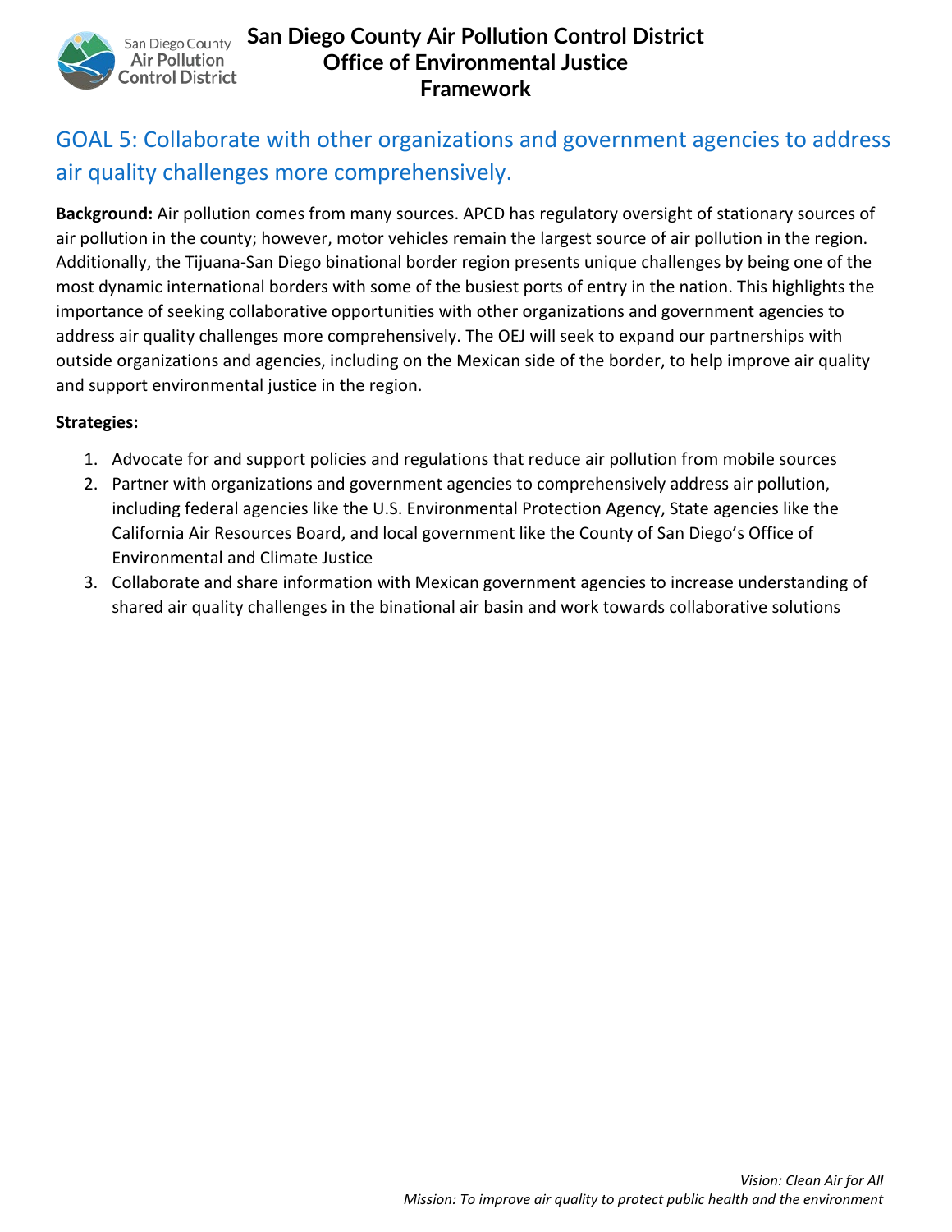## GOAL 5: Collaborate with other organizations and government agencies to address air quality challenges more comprehensively.

**Background:** Air pollution comes from many sources. APCD has regulatory oversight of stationary sources of air pollution in the county; however, motor vehicles remain the largest source of air pollution in the region. Additionally, the Tijuana-San Diego binational border region presents unique challenges by being one of the most dynamic international borders with some of the busiest ports of entry in the nation. This highlights the importance of seeking collaborative opportunities with other organizations and government agencies to address air quality challenges more comprehensively. The OEJ will seek to expand our partnerships with outside organizations and agencies, including on the Mexican side of the border, to help improve air quality and support environmental justice in the region.

**Strategies:**

1. Advocate for and support policies and regulations that reduce air pollution from mobile sources
2. Partner with organizations and government agencies to comprehensively address air pollution, including federal agencies like the U.S. Environmental Protection Agency, State agencies like the California Air Resources Board, and local government like the County of San Diego's Office of Environmental and Climate Justice
3. Collaborate and share information with Mexican government agencies to increase understanding of shared air quality challenges in the binational air basin and work towards collaborative solutions